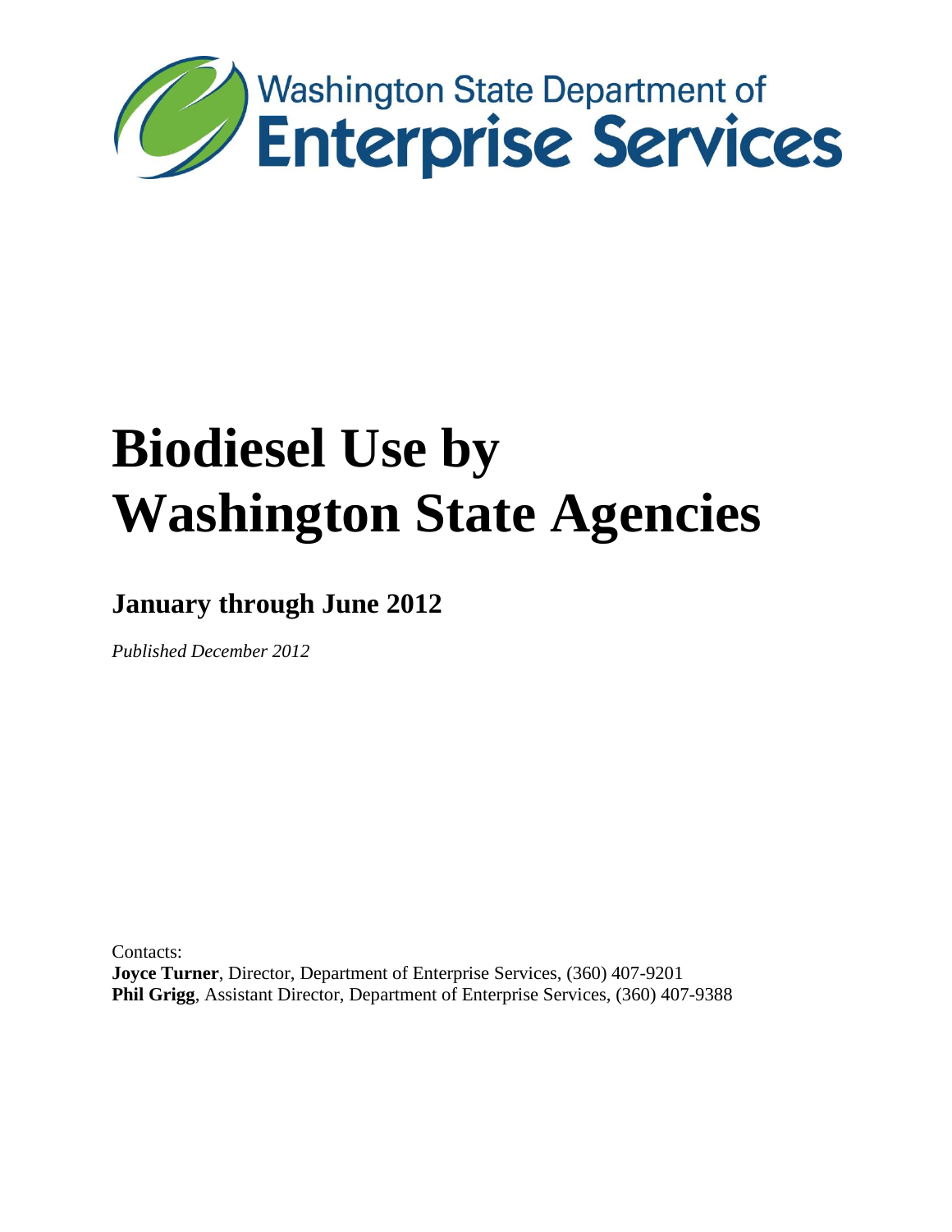Washington State Department of
Enterprise Services

# Biodiesel Use by Washington State Agencies

## January through June 2012

*Published December 2012*

Contacts:
**Joyce Turner**, Director, Department of Enterprise Services, (360) 407-9201
**Phil Grigg**, Assistant Director, Department of Enterprise Services, (360) 407-9388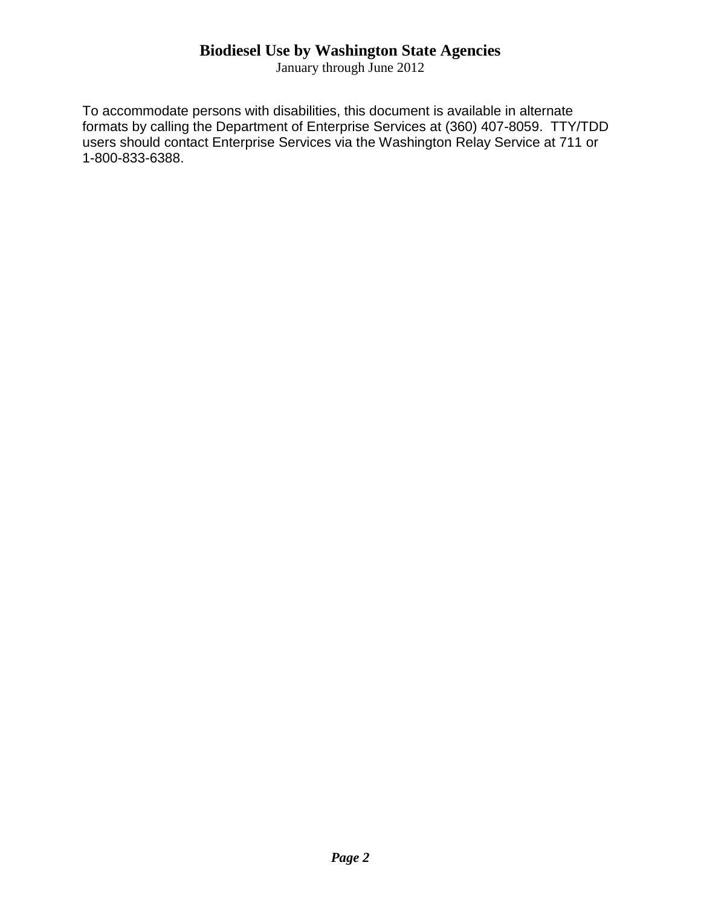To accommodate persons with disabilities, this document is available in alternate formats by calling the Department of Enterprise Services at (360) 407-8059. TTY/TDD users should contact Enterprise Services via the Washington Relay Service at 711 or 1-800-833-6388.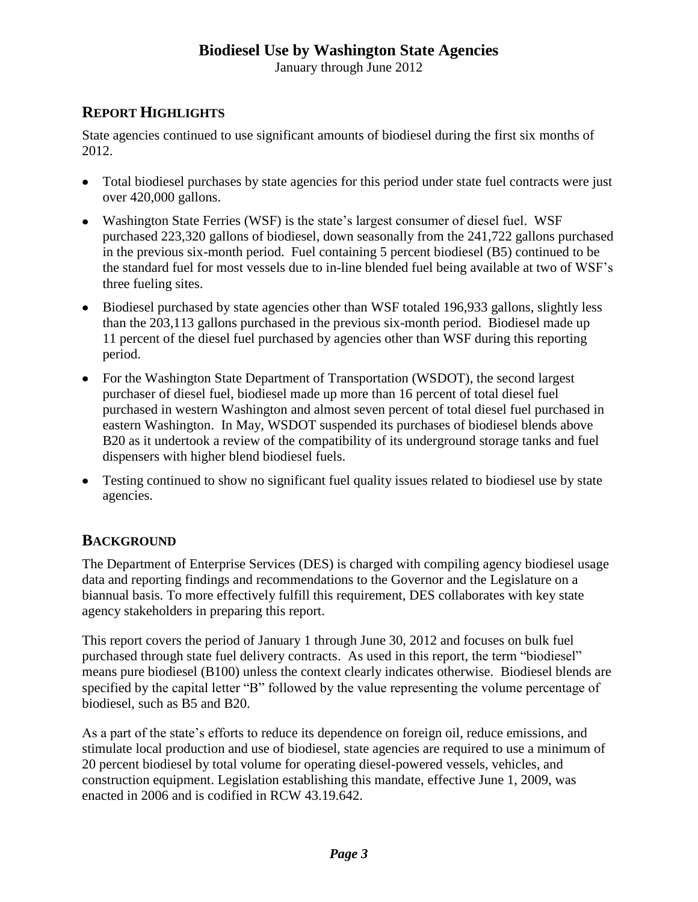# Biodiesel Use by Washington State Agencies

January through June 2012

## REPORT HIGHLIGHTS

State agencies continued to use significant amounts of biodiesel during the first six months of 2012.

- Total biodiesel purchases by state agencies for this period under state fuel contracts were just over 420,000 gallons.
- Washington State Ferries (WSF) is the state's largest consumer of diesel fuel. WSF purchased 223,320 gallons of biodiesel, down seasonally from the 241,722 gallons purchased in the previous six-month period. Fuel containing 5 percent biodiesel (B5) continued to be the standard fuel for most vessels due to in-line blended fuel being available at two of WSF's three fueling sites.
- Biodiesel purchased by state agencies other than WSF totaled 196,933 gallons, slightly less than the 203,113 gallons purchased in the previous six-month period. Biodiesel made up 11 percent of the diesel fuel purchased by agencies other than WSF during this reporting period.
- For the Washington State Department of Transportation (WSDOT), the second largest purchaser of diesel fuel, biodiesel made up more than 16 percent of total diesel fuel purchased in western Washington and almost seven percent of total diesel fuel purchased in eastern Washington. In May, WSDOT suspended its purchases of biodiesel blends above B20 as it undertook a review of the compatibility of its underground storage tanks and fuel dispensers with higher blend biodiesel fuels.
- Testing continued to show no significant fuel quality issues related to biodiesel use by state agencies.

## BACKGROUND

The Department of Enterprise Services (DES) is charged with compiling agency biodiesel usage data and reporting findings and recommendations to the Governor and the Legislature on a biannual basis. To more effectively fulfill this requirement, DES collaborates with key state agency stakeholders in preparing this report.

This report covers the period of January 1 through June 30, 2012 and focuses on bulk fuel purchased through state fuel delivery contracts. As used in this report, the term "biodiesel" means pure biodiesel (B100) unless the context clearly indicates otherwise. Biodiesel blends are specified by the capital letter "B" followed by the value representing the volume percentage of biodiesel, such as B5 and B20.

As a part of the state's efforts to reduce its dependence on foreign oil, reduce emissions, and stimulate local production and use of biodiesel, state agencies are required to use a minimum of 20 percent biodiesel by total volume for operating diesel-powered vessels, vehicles, and construction equipment. Legislation establishing this mandate, effective June 1, 2009, was enacted in 2006 and is codified in RCW 43.19.642.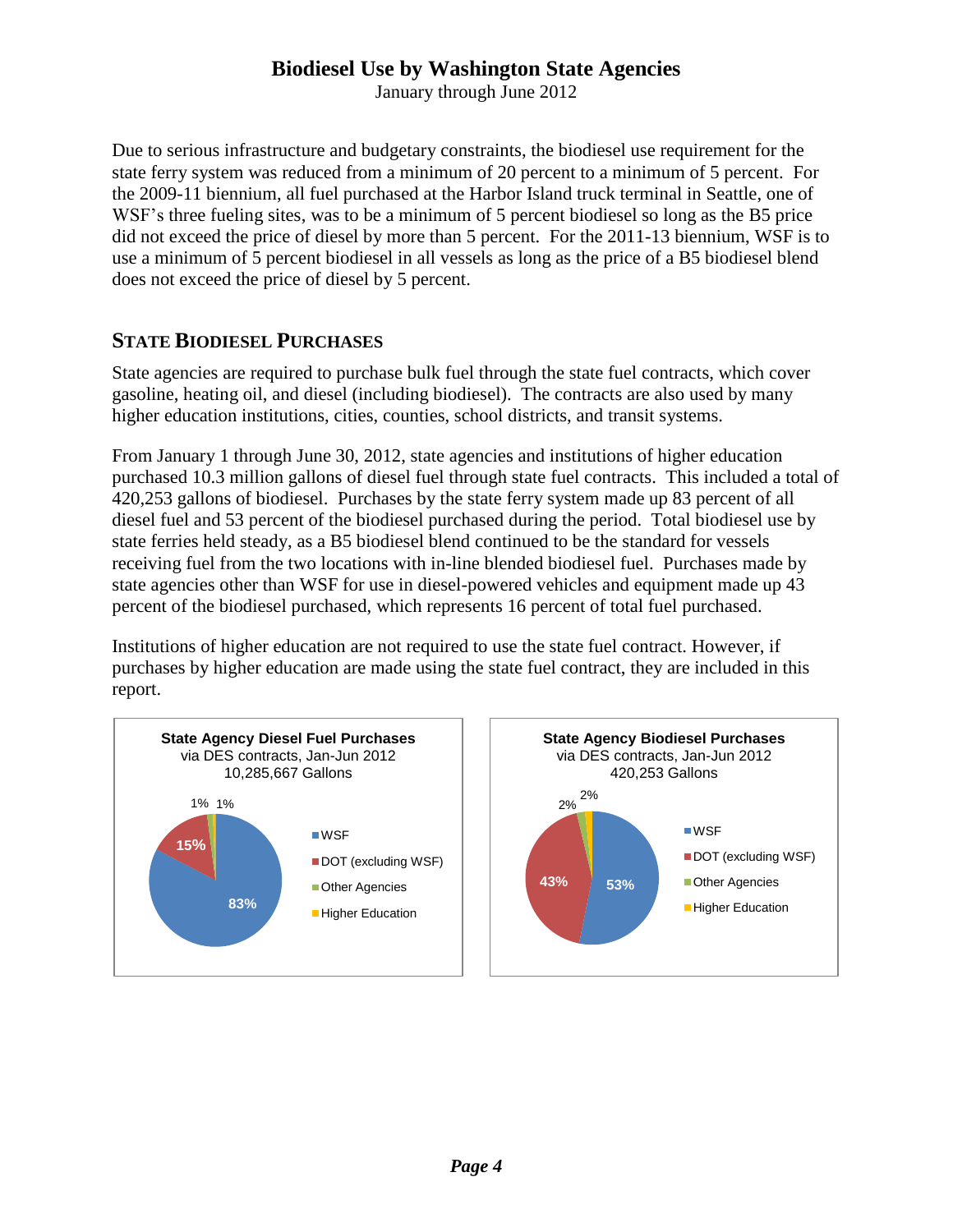# Biodiesel Use by Washington State Agencies

January through June 2012

Due to serious infrastructure and budgetary constraints, the biodiesel use requirement for the state ferry system was reduced from a minimum of 20 percent to a minimum of 5 percent. For the 2009-11 biennium, all fuel purchased at the Harbor Island truck terminal in Seattle, one of WSF's three fueling sites, was to be a minimum of 5 percent biodiesel so long as the B5 price did not exceed the price of diesel by more than 5 percent. For the 2011-13 biennium, WSF is to use a minimum of 5 percent biodiesel in all vessels as long as the price of a B5 biodiesel blend does not exceed the price of diesel by 5 percent.

## State Biodiesel Purchases

State agencies are required to purchase bulk fuel through the state fuel contracts, which cover gasoline, heating oil, and diesel (including biodiesel). The contracts are also used by many higher education institutions, cities, counties, school districts, and transit systems.

From January 1 through June 30, 2012, state agencies and institutions of higher education purchased 10.3 million gallons of diesel fuel through state fuel contracts. This included a total of 420,253 gallons of biodiesel. Purchases by the state ferry system made up 83 percent of all diesel fuel and 53 percent of the biodiesel purchased during the period. Total biodiesel use by state ferries held steady, as a B5 biodiesel blend continued to be the standard for vessels receiving fuel from the two locations with in-line blended biodiesel fuel. Purchases made by state agencies other than WSF for use in diesel-powered vehicles and equipment made up 43 percent of the biodiesel purchased, which represents 16 percent of total fuel purchased.

Institutions of higher education are not required to use the state fuel contract. However, if purchases by higher education are made using the state fuel contract, they are included in this report.

**State Agency Diesel Fuel Purchases**
via DES contracts, Jan-Jun 2012
10,285,667 Gallons

| Category | Share |
|---|---|
| WSF | 83% |
| DOT (excluding WSF) | 15% |
| Other Agencies | 1% |
| Higher Education | 1% |

**State Agency Biodiesel Purchases**
via DES contracts, Jan-Jun 2012
420,253 Gallons

| Category | Share |
|---|---|
| WSF | 53% |
| DOT (excluding WSF) | 43% |
| Other Agencies | 2% |
| Higher Education | 2% |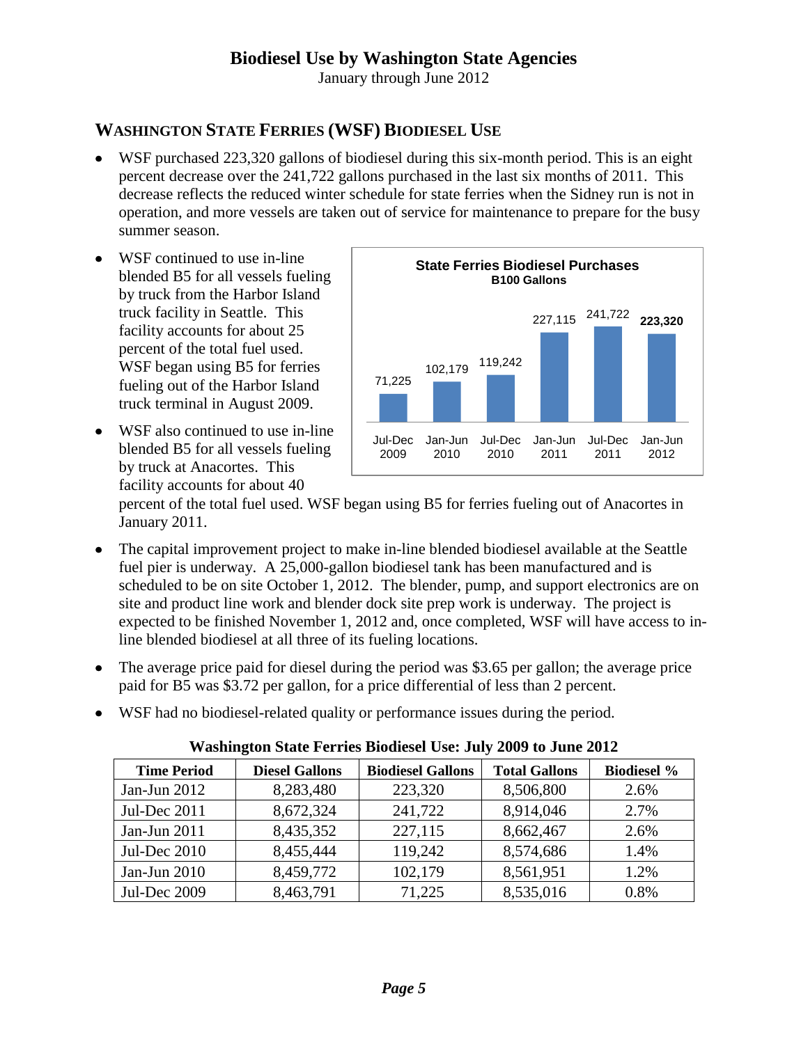# Biodiesel Use by Washington State Agencies

January through June 2012

## WASHINGTON STATE FERRIES (WSF) BIODIESEL USE

- WSF purchased 223,320 gallons of biodiesel during this six-month period. This is an eight percent decrease over the 241,722 gallons purchased in the last six months of 2011. This decrease reflects the reduced winter schedule for state ferries when the Sidney run is not in operation, and more vessels are taken out of service for maintenance to prepare for the busy summer season.
- WSF continued to use in-line blended B5 for all vessels fueling by truck from the Harbor Island truck facility in Seattle. This facility accounts for about 25 percent of the total fuel used. WSF began using B5 for ferries fueling out of the Harbor Island truck terminal in August 2009.
- WSF also continued to use in-line blended B5 for all vessels fueling by truck at Anacortes. This facility accounts for about 40 percent of the total fuel used. WSF began using B5 for ferries fueling out of Anacortes in January 2011.

**State Ferries Biodiesel Purchases**
**B100 Gallons**

| Period | B100 Gallons |
|---|---|
| Jul-Dec 2009 | 71,225 |
| Jan-Jun 2010 | 102,179 |
| Jul-Dec 2010 | 119,242 |
| Jan-Jun 2011 | 227,115 |
| Jul-Dec 2011 | 241,722 |
| Jan-Jun 2012 | **223,320** |

- The capital improvement project to make in-line blended biodiesel available at the Seattle fuel pier is underway. A 25,000-gallon biodiesel tank has been manufactured and is scheduled to be on site October 1, 2012. The blender, pump, and support electronics are on site and product line work and blender dock site prep work is underway. The project is expected to be finished November 1, 2012 and, once completed, WSF will have access to in-line blended biodiesel at all three of its fueling locations.
- The average price paid for diesel during the period was $3.65 per gallon; the average price paid for B5 was $3.72 per gallon, for a price differential of less than 2 percent.
- WSF had no biodiesel-related quality or performance issues during the period.

**Washington State Ferries Biodiesel Use: July 2009 to June 2012**

| Time Period | Diesel Gallons | Biodiesel Gallons | Total Gallons | Biodiesel % |
|---|---|---|---|---|
| Jan-Jun 2012 | 8,283,480 | 223,320 | 8,506,800 | 2.6% |
| Jul-Dec 2011 | 8,672,324 | 241,722 | 8,914,046 | 2.7% |
| Jan-Jun 2011 | 8,435,352 | 227,115 | 8,662,467 | 2.6% |
| Jul-Dec 2010 | 8,455,444 | 119,242 | 8,574,686 | 1.4% |
| Jan-Jun 2010 | 8,459,772 | 102,179 | 8,561,951 | 1.2% |
| Jul-Dec 2009 | 8,463,791 | 71,225 | 8,535,016 | 0.8% |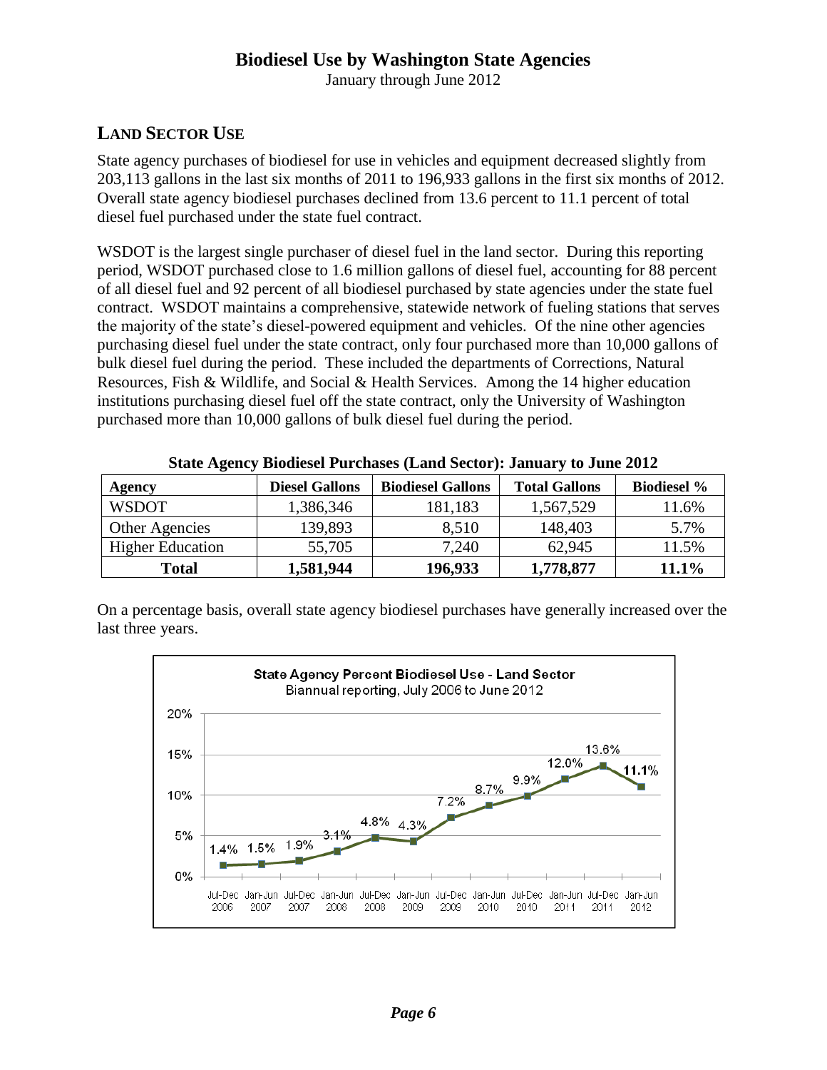## LAND SECTOR USE

State agency purchases of biodiesel for use in vehicles and equipment decreased slightly from 203,113 gallons in the last six months of 2011 to 196,933 gallons in the first six months of 2012. Overall state agency biodiesel purchases declined from 13.6 percent to 11.1 percent of total diesel fuel purchased under the state fuel contract.

WSDOT is the largest single purchaser of diesel fuel in the land sector. During this reporting period, WSDOT purchased close to 1.6 million gallons of diesel fuel, accounting for 88 percent of all diesel fuel and 92 percent of all biodiesel purchased by state agencies under the state fuel contract. WSDOT maintains a comprehensive, statewide network of fueling stations that serves the majority of the state's diesel-powered equipment and vehicles. Of the nine other agencies purchasing diesel fuel under the state contract, only four purchased more than 10,000 gallons of bulk diesel fuel during the period. These included the departments of Corrections, Natural Resources, Fish & Wildlife, and Social & Health Services. Among the 14 higher education institutions purchasing diesel fuel off the state contract, only the University of Washington purchased more than 10,000 gallons of bulk diesel fuel during the period.

**State Agency Biodiesel Purchases (Land Sector): January to June 2012**

| Agency | Diesel Gallons | Biodiesel Gallons | Total Gallons | Biodiesel % |
|---|---|---|---|---|
| WSDOT | 1,386,346 | 181,183 | 1,567,529 | 11.6% |
| Other Agencies | 139,893 | 8,510 | 148,403 | 5.7% |
| Higher Education | 55,705 | 7,240 | 62,945 | 11.5% |
| **Total** | **1,581,944** | **196,933** | **1,778,877** | **11.1%** |

On a percentage basis, overall state agency biodiesel purchases have generally increased over the last three years.

**State Agency Percent Biodiesel Use - Land Sector**
Biannual reporting, July 2006 to June 2012

| Period | Percent |
|---|---|
| Jul-Dec 2006 | 1.4% |
| Jan-Jun 2007 | 1.5% |
| Jul-Dec 2007 | 1.9% |
| Jan-Jun 2008 | 3.1% |
| Jul-Dec 2008 | 4.8% |
| Jan-Jun 2009 | 4.3% |
| Jul-Dec 2009 | 7.2% |
| Jan-Jun 2010 | 8.7% |
| Jul-Dec 2010 | 9.9% |
| Jan-Jun 2011 | 12.0% |
| Jul-Dec 2011 | 13.6% |
| Jan-Jun 2012 | 11.1% |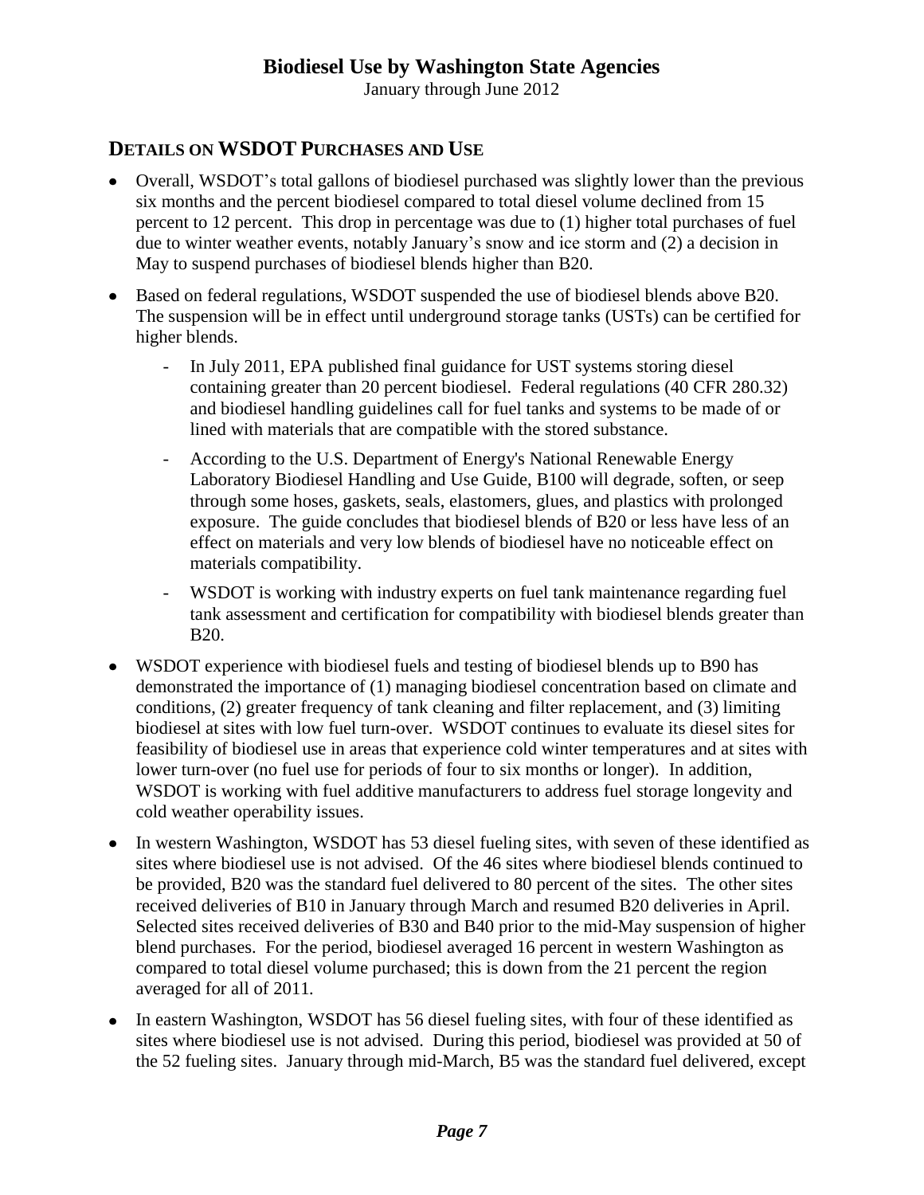## Details on WSDOT Purchases and Use

- Overall, WSDOT's total gallons of biodiesel purchased was slightly lower than the previous six months and the percent biodiesel compared to total diesel volume declined from 15 percent to 12 percent. This drop in percentage was due to (1) higher total purchases of fuel due to winter weather events, notably January's snow and ice storm and (2) a decision in May to suspend purchases of biodiesel blends higher than B20.
- Based on federal regulations, WSDOT suspended the use of biodiesel blends above B20. The suspension will be in effect until underground storage tanks (USTs) can be certified for higher blends.
  - In July 2011, EPA published final guidance for UST systems storing diesel containing greater than 20 percent biodiesel. Federal regulations (40 CFR 280.32) and biodiesel handling guidelines call for fuel tanks and systems to be made of or lined with materials that are compatible with the stored substance.
  - According to the U.S. Department of Energy's National Renewable Energy Laboratory Biodiesel Handling and Use Guide, B100 will degrade, soften, or seep through some hoses, gaskets, seals, elastomers, glues, and plastics with prolonged exposure. The guide concludes that biodiesel blends of B20 or less have less of an effect on materials and very low blends of biodiesel have no noticeable effect on materials compatibility.
  - WSDOT is working with industry experts on fuel tank maintenance regarding fuel tank assessment and certification for compatibility with biodiesel blends greater than B20.
- WSDOT experience with biodiesel fuels and testing of biodiesel blends up to B90 has demonstrated the importance of (1) managing biodiesel concentration based on climate and conditions, (2) greater frequency of tank cleaning and filter replacement, and (3) limiting biodiesel at sites with low fuel turn-over. WSDOT continues to evaluate its diesel sites for feasibility of biodiesel use in areas that experience cold winter temperatures and at sites with lower turn-over (no fuel use for periods of four to six months or longer). In addition, WSDOT is working with fuel additive manufacturers to address fuel storage longevity and cold weather operability issues.
- In western Washington, WSDOT has 53 diesel fueling sites, with seven of these identified as sites where biodiesel use is not advised. Of the 46 sites where biodiesel blends continued to be provided, B20 was the standard fuel delivered to 80 percent of the sites. The other sites received deliveries of B10 in January through March and resumed B20 deliveries in April. Selected sites received deliveries of B30 and B40 prior to the mid-May suspension of higher blend purchases. For the period, biodiesel averaged 16 percent in western Washington as compared to total diesel volume purchased; this is down from the 21 percent the region averaged for all of 2011.
- In eastern Washington, WSDOT has 56 diesel fueling sites, with four of these identified as sites where biodiesel use is not advised. During this period, biodiesel was provided at 50 of the 52 fueling sites. January through mid-March, B5 was the standard fuel delivered, except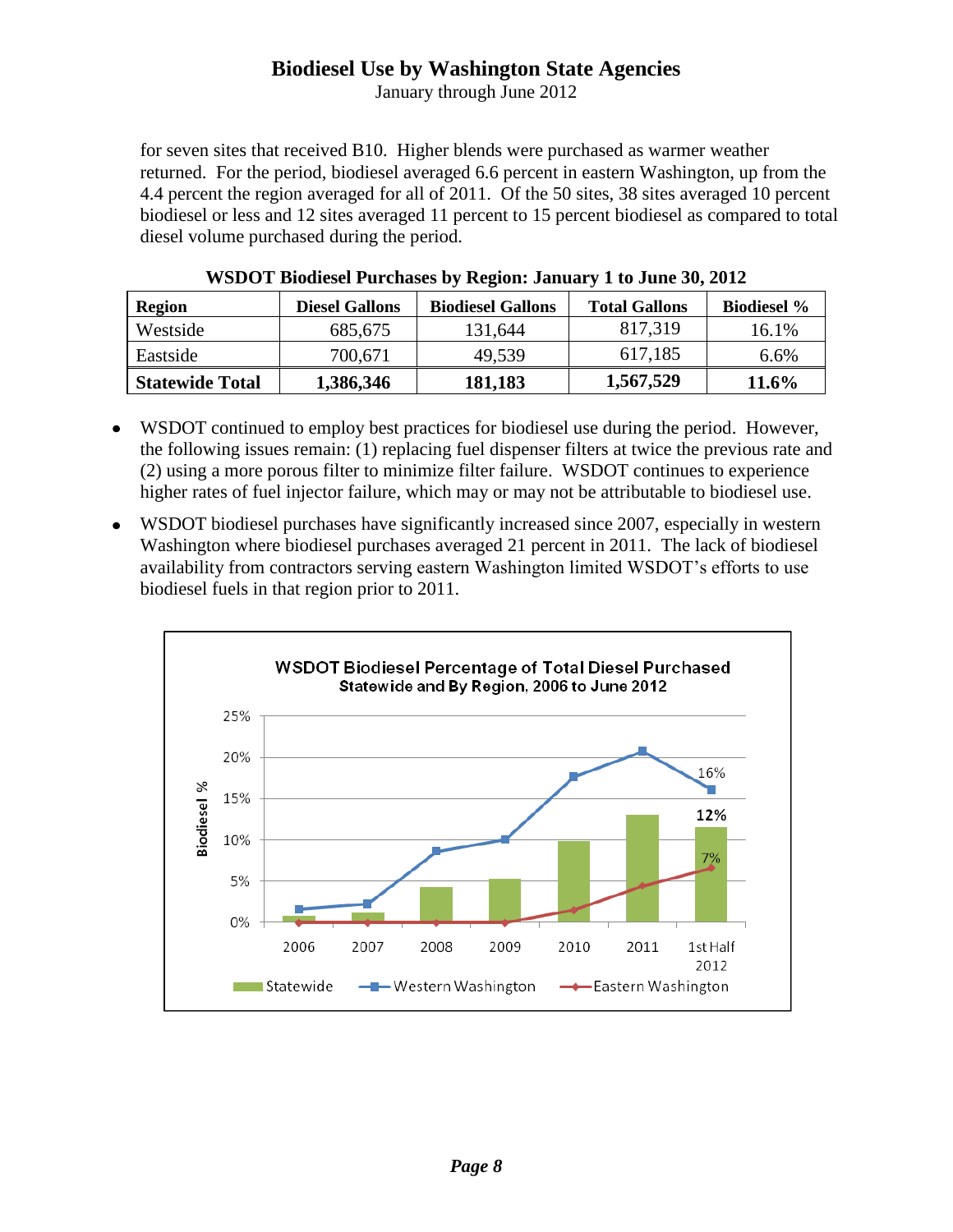for seven sites that received B10. Higher blends were purchased as warmer weather returned. For the period, biodiesel averaged 6.6 percent in eastern Washington, up from the 4.4 percent the region averaged for all of 2011. Of the 50 sites, 38 sites averaged 10 percent biodiesel or less and 12 sites averaged 11 percent to 15 percent biodiesel as compared to total diesel volume purchased during the period.

**WSDOT Biodiesel Purchases by Region: January 1 to June 30, 2012**

| Region | Diesel Gallons | Biodiesel Gallons | Total Gallons | Biodiesel % |
|---|---|---|---|---|
| Westside | 685,675 | 131,644 | 817,319 | 16.1% |
| Eastside | 700,671 | 49,539 | 617,185 | 6.6% |
| **Statewide Total** | **1,386,346** | **181,183** | **1,567,529** | **11.6%** |

- WSDOT continued to employ best practices for biodiesel use during the period. However, the following issues remain: (1) replacing fuel dispenser filters at twice the previous rate and (2) using a more porous filter to minimize filter failure. WSDOT continues to experience higher rates of fuel injector failure, which may or may not be attributable to biodiesel use.
- WSDOT biodiesel purchases have significantly increased since 2007, especially in western Washington where biodiesel purchases averaged 21 percent in 2011. The lack of biodiesel availability from contractors serving eastern Washington limited WSDOT's efforts to use biodiesel fuels in that region prior to 2011.

**WSDOT Biodiesel Percentage of Total Diesel Purchased**
**Statewide and By Region, 2006 to June 2012**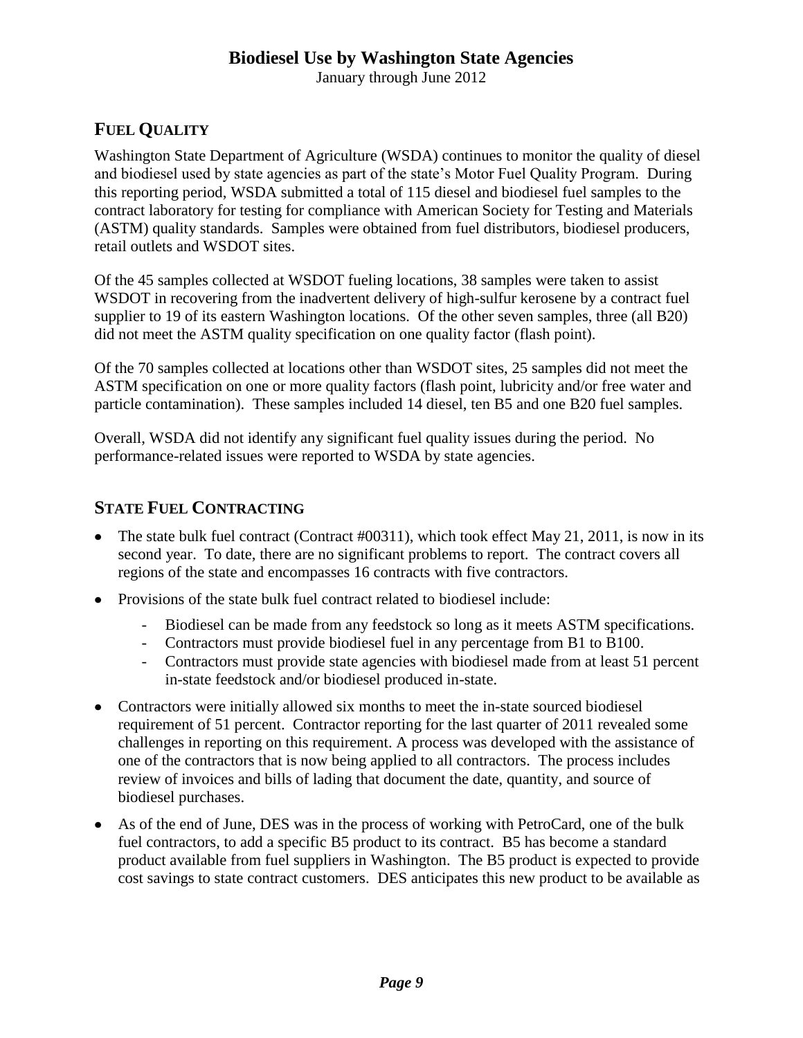## FUEL QUALITY

Washington State Department of Agriculture (WSDA) continues to monitor the quality of diesel and biodiesel used by state agencies as part of the state's Motor Fuel Quality Program. During this reporting period, WSDA submitted a total of 115 diesel and biodiesel fuel samples to the contract laboratory for testing for compliance with American Society for Testing and Materials (ASTM) quality standards. Samples were obtained from fuel distributors, biodiesel producers, retail outlets and WSDOT sites.

Of the 45 samples collected at WSDOT fueling locations, 38 samples were taken to assist WSDOT in recovering from the inadvertent delivery of high-sulfur kerosene by a contract fuel supplier to 19 of its eastern Washington locations. Of the other seven samples, three (all B20) did not meet the ASTM quality specification on one quality factor (flash point).

Of the 70 samples collected at locations other than WSDOT sites, 25 samples did not meet the ASTM specification on one or more quality factors (flash point, lubricity and/or free water and particle contamination). These samples included 14 diesel, ten B5 and one B20 fuel samples.

Overall, WSDA did not identify any significant fuel quality issues during the period. No performance-related issues were reported to WSDA by state agencies.

## STATE FUEL CONTRACTING

- The state bulk fuel contract (Contract #00311), which took effect May 21, 2011, is now in its second year. To date, there are no significant problems to report. The contract covers all regions of the state and encompasses 16 contracts with five contractors.
- Provisions of the state bulk fuel contract related to biodiesel include:
  - Biodiesel can be made from any feedstock so long as it meets ASTM specifications.
  - Contractors must provide biodiesel fuel in any percentage from B1 to B100.
  - Contractors must provide state agencies with biodiesel made from at least 51 percent in-state feedstock and/or biodiesel produced in-state.
- Contractors were initially allowed six months to meet the in-state sourced biodiesel requirement of 51 percent. Contractor reporting for the last quarter of 2011 revealed some challenges in reporting on this requirement. A process was developed with the assistance of one of the contractors that is now being applied to all contractors. The process includes review of invoices and bills of lading that document the date, quantity, and source of biodiesel purchases.
- As of the end of June, DES was in the process of working with PetroCard, one of the bulk fuel contractors, to add a specific B5 product to its contract. B5 has become a standard product available from fuel suppliers in Washington. The B5 product is expected to provide cost savings to state contract customers. DES anticipates this new product to be available as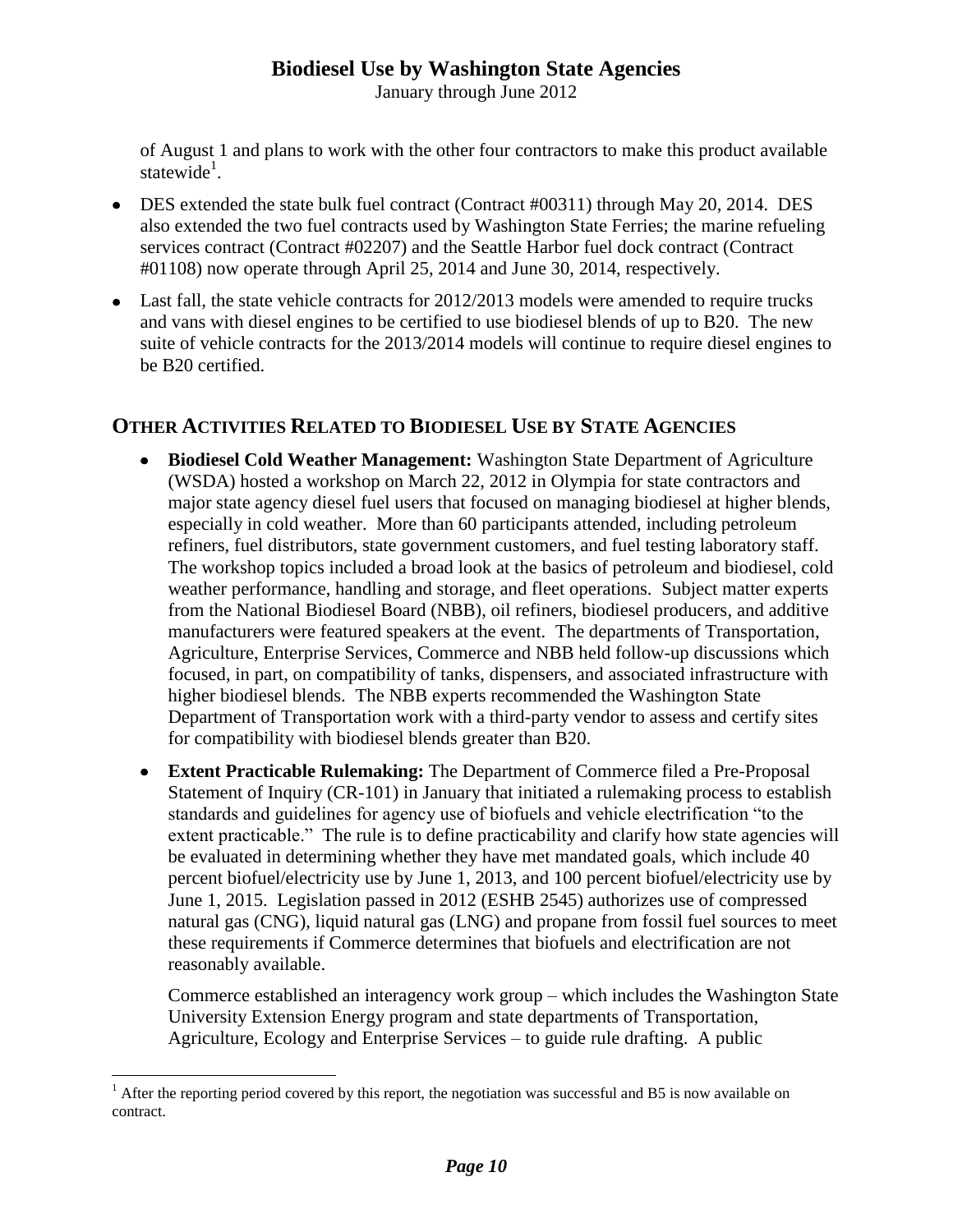of August 1 and plans to work with the other four contractors to make this product available statewide[1].

- DES extended the state bulk fuel contract (Contract #00311) through May 20, 2014. DES also extended the two fuel contracts used by Washington State Ferries; the marine refueling services contract (Contract #02207) and the Seattle Harbor fuel dock contract (Contract #01108) now operate through April 25, 2014 and June 30, 2014, respectively.
- Last fall, the state vehicle contracts for 2012/2013 models were amended to require trucks and vans with diesel engines to be certified to use biodiesel blends of up to B20. The new suite of vehicle contracts for the 2013/2014 models will continue to require diesel engines to be B20 certified.

## OTHER ACTIVITIES RELATED TO BIODIESEL USE BY STATE AGENCIES

- **Biodiesel Cold Weather Management:** Washington State Department of Agriculture (WSDA) hosted a workshop on March 22, 2012 in Olympia for state contractors and major state agency diesel fuel users that focused on managing biodiesel at higher blends, especially in cold weather. More than 60 participants attended, including petroleum refiners, fuel distributors, state government customers, and fuel testing laboratory staff. The workshop topics included a broad look at the basics of petroleum and biodiesel, cold weather performance, handling and storage, and fleet operations. Subject matter experts from the National Biodiesel Board (NBB), oil refiners, biodiesel producers, and additive manufacturers were featured speakers at the event. The departments of Transportation, Agriculture, Enterprise Services, Commerce and NBB held follow-up discussions which focused, in part, on compatibility of tanks, dispensers, and associated infrastructure with higher biodiesel blends. The NBB experts recommended the Washington State Department of Transportation work with a third-party vendor to assess and certify sites for compatibility with biodiesel blends greater than B20.
- **Extent Practicable Rulemaking:** The Department of Commerce filed a Pre-Proposal Statement of Inquiry (CR-101) in January that initiated a rulemaking process to establish standards and guidelines for agency use of biofuels and vehicle electrification "to the extent practicable." The rule is to define practicability and clarify how state agencies will be evaluated in determining whether they have met mandated goals, which include 40 percent biofuel/electricity use by June 1, 2013, and 100 percent biofuel/electricity use by June 1, 2015. Legislation passed in 2012 (ESHB 2545) authorizes use of compressed natural gas (CNG), liquid natural gas (LNG) and propane from fossil fuel sources to meet these requirements if Commerce determines that biofuels and electrification are not reasonably available.

  Commerce established an interagency work group – which includes the Washington State University Extension Energy program and state departments of Transportation, Agriculture, Ecology and Enterprise Services – to guide rule drafting. A public

[1] After the reporting period covered by this report, the negotiation was successful and B5 is now available on contract.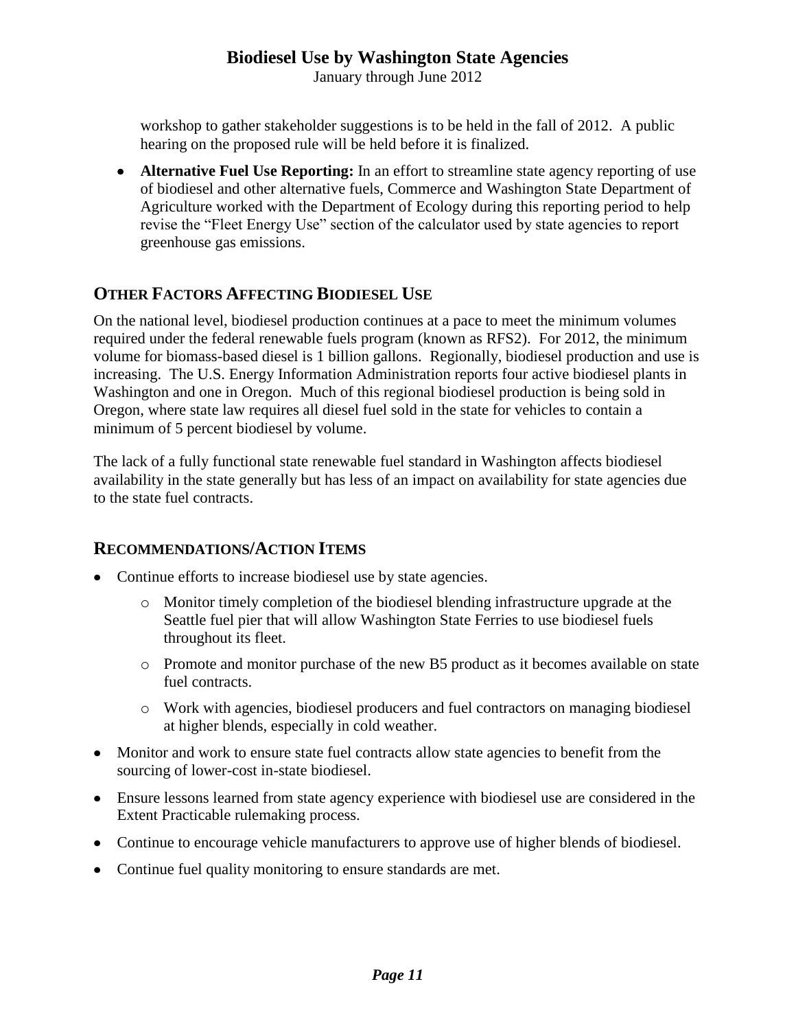workshop to gather stakeholder suggestions is to be held in the fall of 2012. A public hearing on the proposed rule will be held before it is finalized.

- **Alternative Fuel Use Reporting:** In an effort to streamline state agency reporting of use of biodiesel and other alternative fuels, Commerce and Washington State Department of Agriculture worked with the Department of Ecology during this reporting period to help revise the "Fleet Energy Use" section of the calculator used by state agencies to report greenhouse gas emissions.

## OTHER FACTORS AFFECTING BIODIESEL USE

On the national level, biodiesel production continues at a pace to meet the minimum volumes required under the federal renewable fuels program (known as RFS2). For 2012, the minimum volume for biomass-based diesel is 1 billion gallons. Regionally, biodiesel production and use is increasing. The U.S. Energy Information Administration reports four active biodiesel plants in Washington and one in Oregon. Much of this regional biodiesel production is being sold in Oregon, where state law requires all diesel fuel sold in the state for vehicles to contain a minimum of 5 percent biodiesel by volume.

The lack of a fully functional state renewable fuel standard in Washington affects biodiesel availability in the state generally but has less of an impact on availability for state agencies due to the state fuel contracts.

## RECOMMENDATIONS/ACTION ITEMS

- Continue efforts to increase biodiesel use by state agencies.
  - Monitor timely completion of the biodiesel blending infrastructure upgrade at the Seattle fuel pier that will allow Washington State Ferries to use biodiesel fuels throughout its fleet.
  - Promote and monitor purchase of the new B5 product as it becomes available on state fuel contracts.
  - Work with agencies, biodiesel producers and fuel contractors on managing biodiesel at higher blends, especially in cold weather.
- Monitor and work to ensure state fuel contracts allow state agencies to benefit from the sourcing of lower-cost in-state biodiesel.
- Ensure lessons learned from state agency experience with biodiesel use are considered in the Extent Practicable rulemaking process.
- Continue to encourage vehicle manufacturers to approve use of higher blends of biodiesel.
- Continue fuel quality monitoring to ensure standards are met.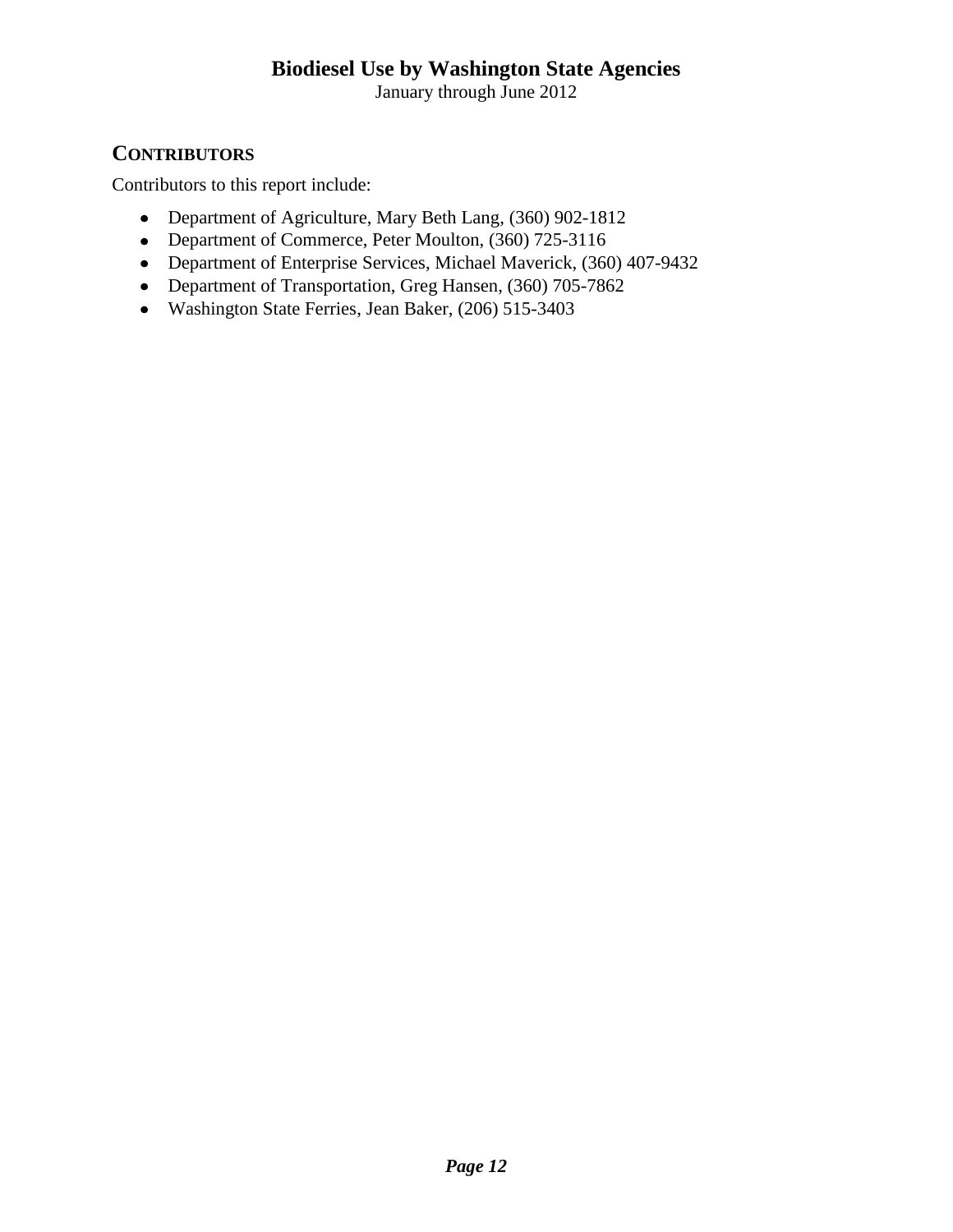## CONTRIBUTORS

Contributors to this report include:

- Department of Agriculture, Mary Beth Lang, (360) 902-1812
- Department of Commerce, Peter Moulton, (360) 725-3116
- Department of Enterprise Services, Michael Maverick, (360) 407-9432
- Department of Transportation, Greg Hansen, (360) 705-7862
- Washington State Ferries, Jean Baker, (206) 515-3403